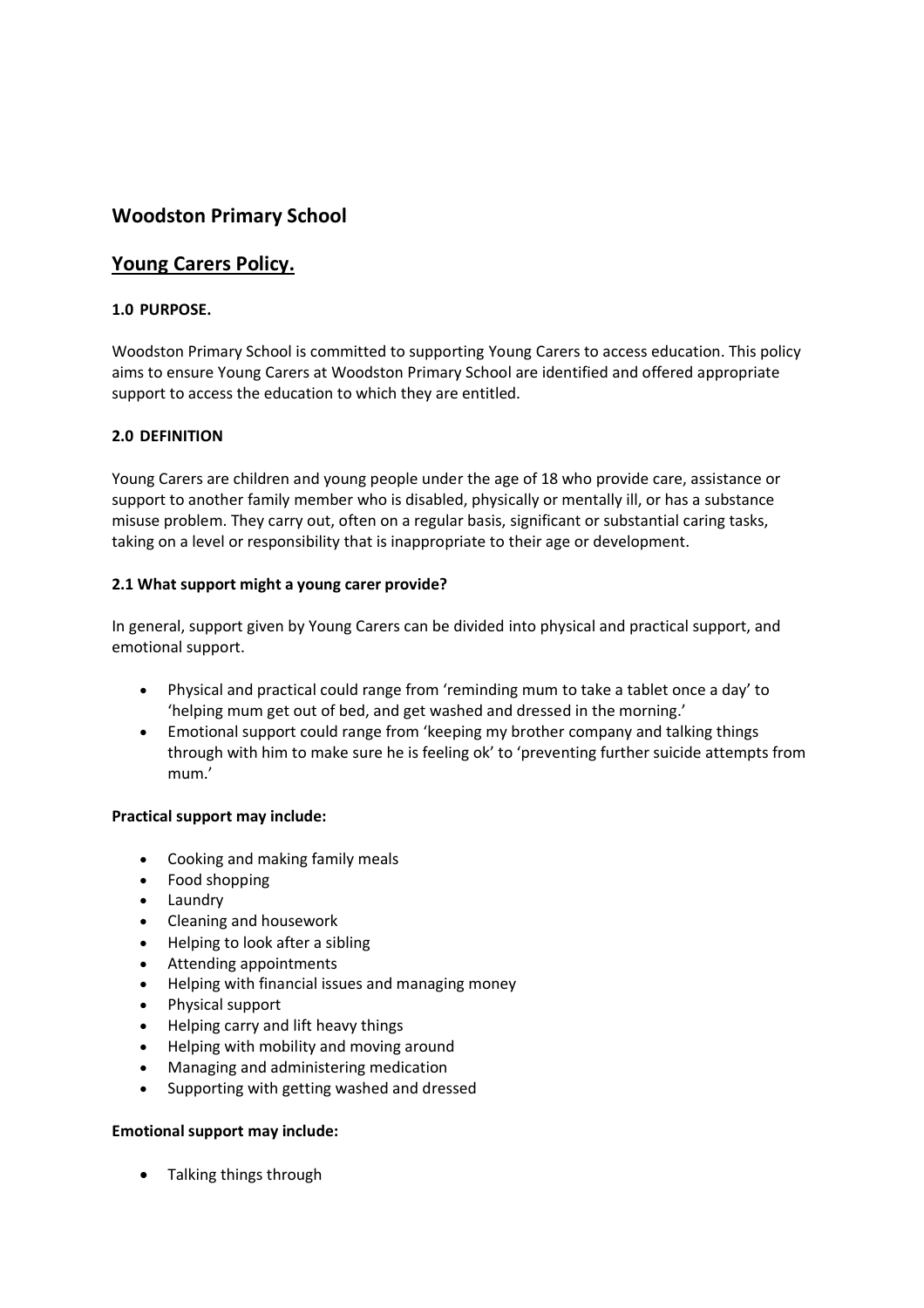# Woodston Primary School

## Young Carers Policy.

### 1.0 PURPOSE.

Woodston Primary School is committed to supporting Young Carers to access education. This policy aims to ensure Young Carers at Woodston Primary School are identified and offered appropriate support to access the education to which they are entitled.

### 2.0 DEFINITION

Young Carers are children and young people under the age of 18 who provide care, assistance or support to another family member who is disabled, physically or mentally ill, or has a substance misuse problem. They carry out, often on a regular basis, significant or substantial caring tasks, taking on a level or responsibility that is inappropriate to their age or development.

### 2.1 What support might a young carer provide?

In general, support given by Young Carers can be divided into physical and practical support, and emotional support.

- Physical and practical could range from 'reminding mum to take a tablet once a day' to 'helping mum get out of bed, and get washed and dressed in the morning.'
- Emotional support could range from 'keeping my brother company and talking things through with him to make sure he is feeling ok' to 'preventing further suicide attempts from mum.'

**Practical support may include:**

- Cooking and making family meals
- Food shopping
- Laundry
- Cleaning and housework
- Helping to look after a sibling
- Attending appointments
- Helping with financial issues and managing money
- Physical support
- Helping carry and lift heavy things
- Helping with mobility and moving around
- Managing and administering medication
- Supporting with getting washed and dressed

**Emotional support may include:**

- Talking things through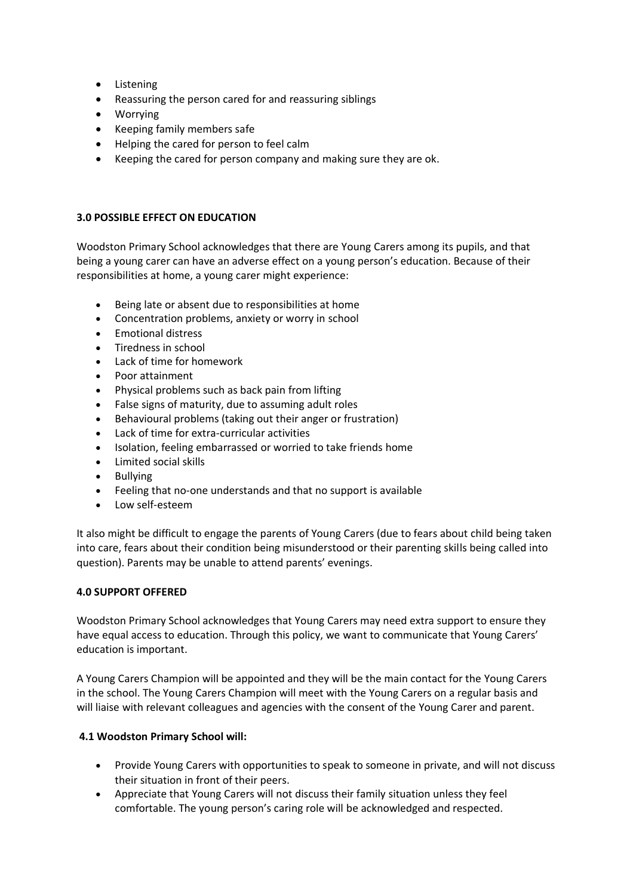- Listening
- Reassuring the person cared for and reassuring siblings
- Worrying
- Keeping family members safe
- Helping the cared for person to feel calm
- Keeping the cared for person company and making sure they are ok.

## 3.0 POSSIBLE EFFECT ON EDUCATION

Woodston Primary School acknowledges that there are Young Carers among its pupils, and that being a young carer can have an adverse effect on a young person's education. Because of their responsibilities at home, a young carer might experience:

- Being late or absent due to responsibilities at home
- Concentration problems, anxiety or worry in school
- Emotional distress
- Tiredness in school
- Lack of time for homework
- Poor attainment
- Physical problems such as back pain from lifting
- False signs of maturity, due to assuming adult roles
- Behavioural problems (taking out their anger or frustration)
- Lack of time for extra-curricular activities
- Isolation, feeling embarrassed or worried to take friends home
- Limited social skills
- Bullying
- Feeling that no-one understands and that no support is available
- Low self-esteem

It also might be difficult to engage the parents of Young Carers (due to fears about child being taken into care, fears about their condition being misunderstood or their parenting skills being called into question). Parents may be unable to attend parents' evenings.

## 4.0 SUPPORT OFFERED

Woodston Primary School acknowledges that Young Carers may need extra support to ensure they have equal access to education. Through this policy, we want to communicate that Young Carers' education is important.

A Young Carers Champion will be appointed and they will be the main contact for the Young Carers in the school. The Young Carers Champion will meet with the Young Carers on a regular basis and will liaise with relevant colleagues and agencies with the consent of the Young Carer and parent.

### 4.1 Woodston Primary School will:

- Provide Young Carers with opportunities to speak to someone in private, and will not discuss their situation in front of their peers.
- Appreciate that Young Carers will not discuss their family situation unless they feel comfortable. The young person's caring role will be acknowledged and respected.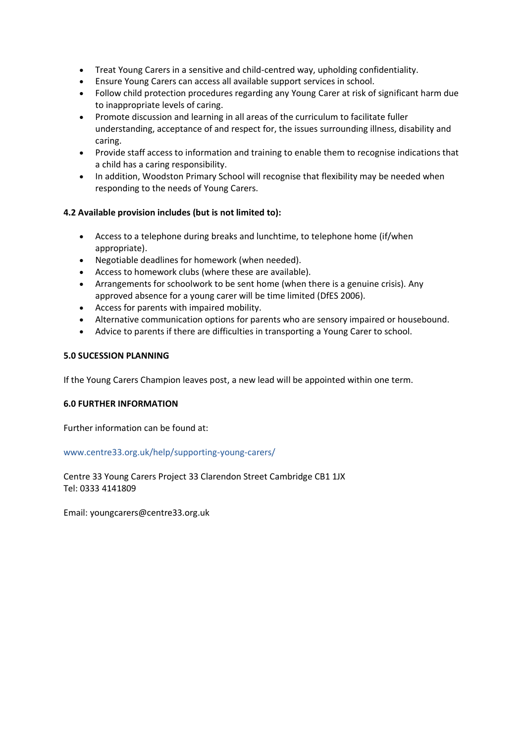- Treat Young Carers in a sensitive and child-centred way, upholding confidentiality.
- Ensure Young Carers can access all available support services in school.
- Follow child protection procedures regarding any Young Carer at risk of significant harm due to inappropriate levels of caring.
- Promote discussion and learning in all areas of the curriculum to facilitate fuller understanding, acceptance of and respect for, the issues surrounding illness, disability and caring.
- Provide staff access to information and training to enable them to recognise indications that a child has a caring responsibility.
- In addition, Woodston Primary School will recognise that flexibility may be needed when responding to the needs of Young Carers.

**4.2 Available provision includes (but is not limited to):**

- Access to a telephone during breaks and lunchtime, to telephone home (if/when appropriate).
- Negotiable deadlines for homework (when needed).
- Access to homework clubs (where these are available).
- Arrangements for schoolwork to be sent home (when there is a genuine crisis). Any approved absence for a young carer will be time limited (DfES 2006).
- Access for parents with impaired mobility.
- Alternative communication options for parents who are sensory impaired or housebound.
- Advice to parents if there are difficulties in transporting a Young Carer to school.

**5.0 SUCESSION PLANNING**

If the Young Carers Champion leaves post, a new lead will be appointed within one term.

**6.0 FURTHER INFORMATION**

Further information can be found at:

www.centre33.org.uk/help/supporting-young-carers/

Centre 33 Young Carers Project 33 Clarendon Street Cambridge CB1 1JX
Tel: 0333 4141809

Email: youngcarers@centre33.org.uk